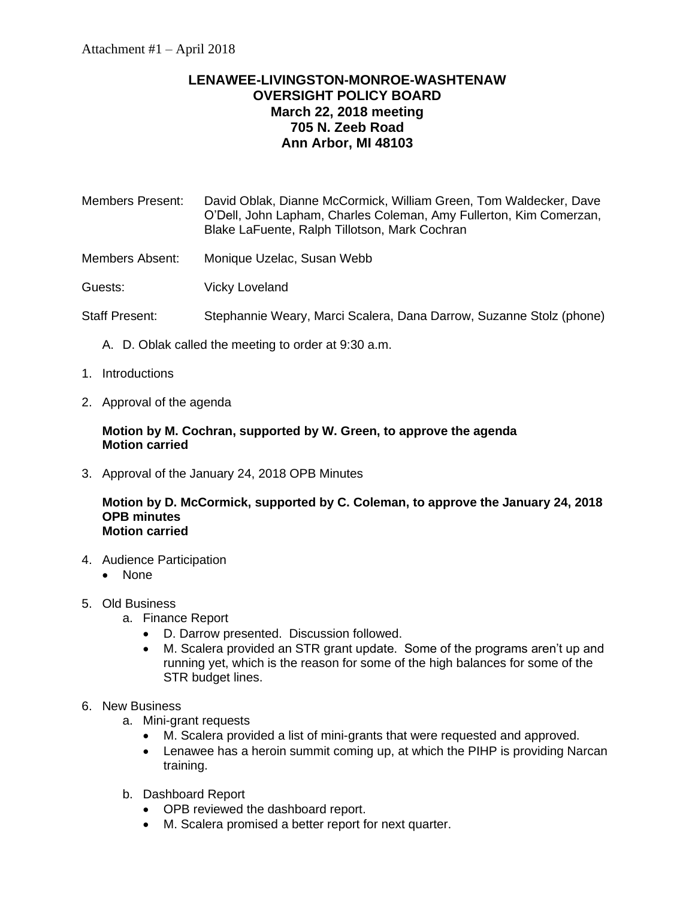Attachment #1 – April 2018

# LENAWEE-LIVINGSTON-MONROE-WASHTENAW OVERSIGHT POLICY BOARD
## March 22, 2018 meeting
## 705 N. Zeeb Road
## Ann Arbor, MI 48103

Members Present: David Oblak, Dianne McCormick, William Green, Tom Waldecker, Dave O'Dell, John Lapham, Charles Coleman, Amy Fullerton, Kim Comerzan, Blake LaFuente, Ralph Tillotson, Mark Cochran

Members Absent: Monique Uzelac, Susan Webb

Guests: Vicky Loveland

Staff Present: Stephannie Weary, Marci Scalera, Dana Darrow, Suzanne Stolz (phone)

A. D. Oblak called the meeting to order at 9:30 a.m.

1. Introductions

2. Approval of the agenda

   **Motion by M. Cochran, supported by W. Green, to approve the agenda**
   **Motion carried**

3. Approval of the January 24, 2018 OPB Minutes

   **Motion by D. McCormick, supported by C. Coleman, to approve the January 24, 2018 OPB minutes**
   **Motion carried**

4. Audience Participation
   - None

5. Old Business
   a. Finance Report
      - D. Darrow presented. Discussion followed.
      - M. Scalera provided an STR grant update. Some of the programs aren't up and running yet, which is the reason for some of the high balances for some of the STR budget lines.

6. New Business
   a. Mini-grant requests
      - M. Scalera provided a list of mini-grants that were requested and approved.
      - Lenawee has a heroin summit coming up, at which the PIHP is providing Narcan training.

   b. Dashboard Report
      - OPB reviewed the dashboard report.
      - M. Scalera promised a better report for next quarter.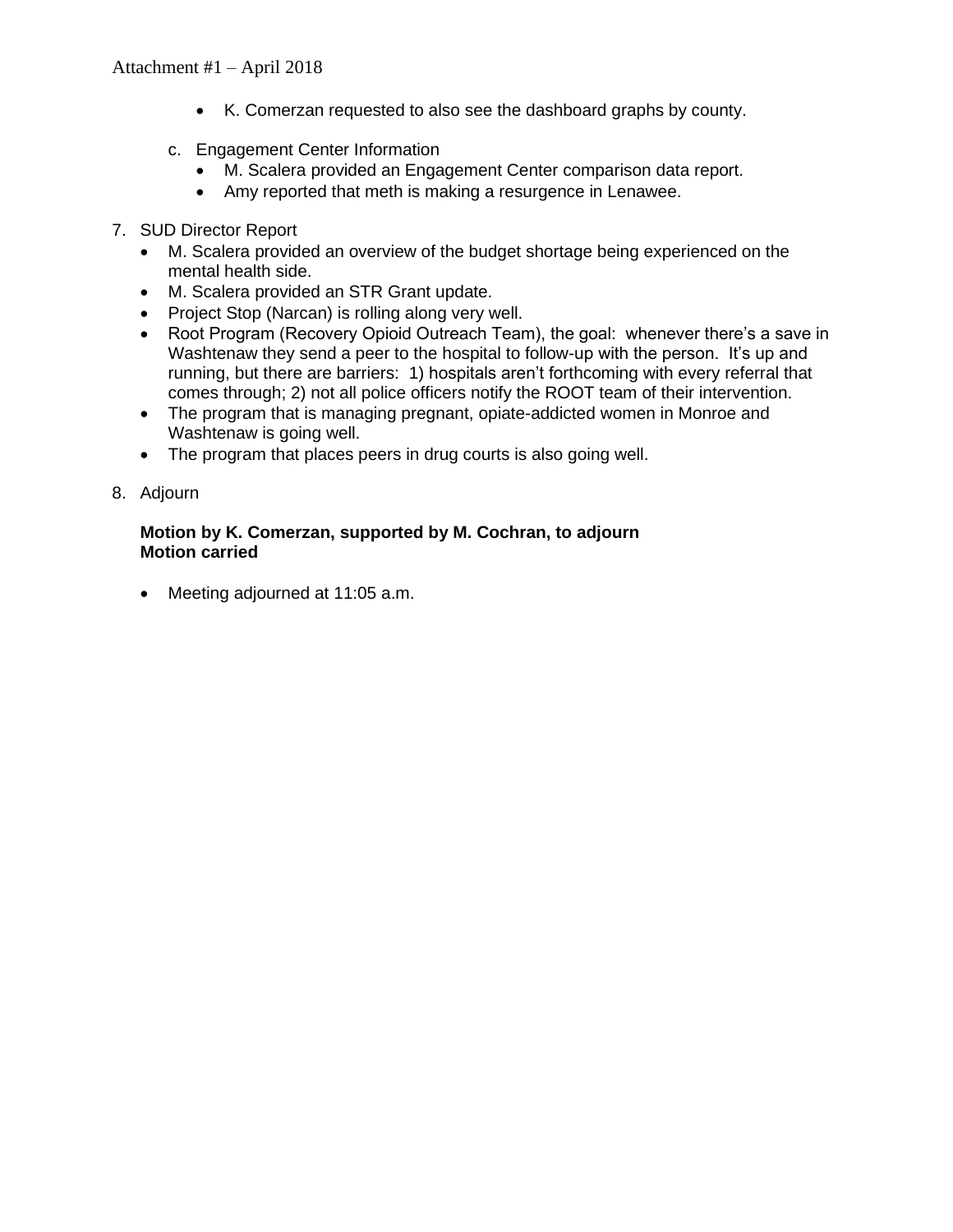- K. Comerzan requested to also see the dashboard graphs by county.

c. Engagement Center Information
   - M. Scalera provided an Engagement Center comparison data report.
   - Amy reported that meth is making a resurgence in Lenawee.

7. SUD Director Report
   - M. Scalera provided an overview of the budget shortage being experienced on the mental health side.
   - M. Scalera provided an STR Grant update.
   - Project Stop (Narcan) is rolling along very well.
   - Root Program (Recovery Opioid Outreach Team), the goal: whenever there's a save in Washtenaw they send a peer to the hospital to follow-up with the person. It's up and running, but there are barriers: 1) hospitals aren't forthcoming with every referral that comes through; 2) not all police officers notify the ROOT team of their intervention.
   - The program that is managing pregnant, opiate-addicted women in Monroe and Washtenaw is going well.
   - The program that places peers in drug courts is also going well.

8. Adjourn

   **Motion by K. Comerzan, supported by M. Cochran, to adjourn**
   **Motion carried**

   - Meeting adjourned at 11:05 a.m.